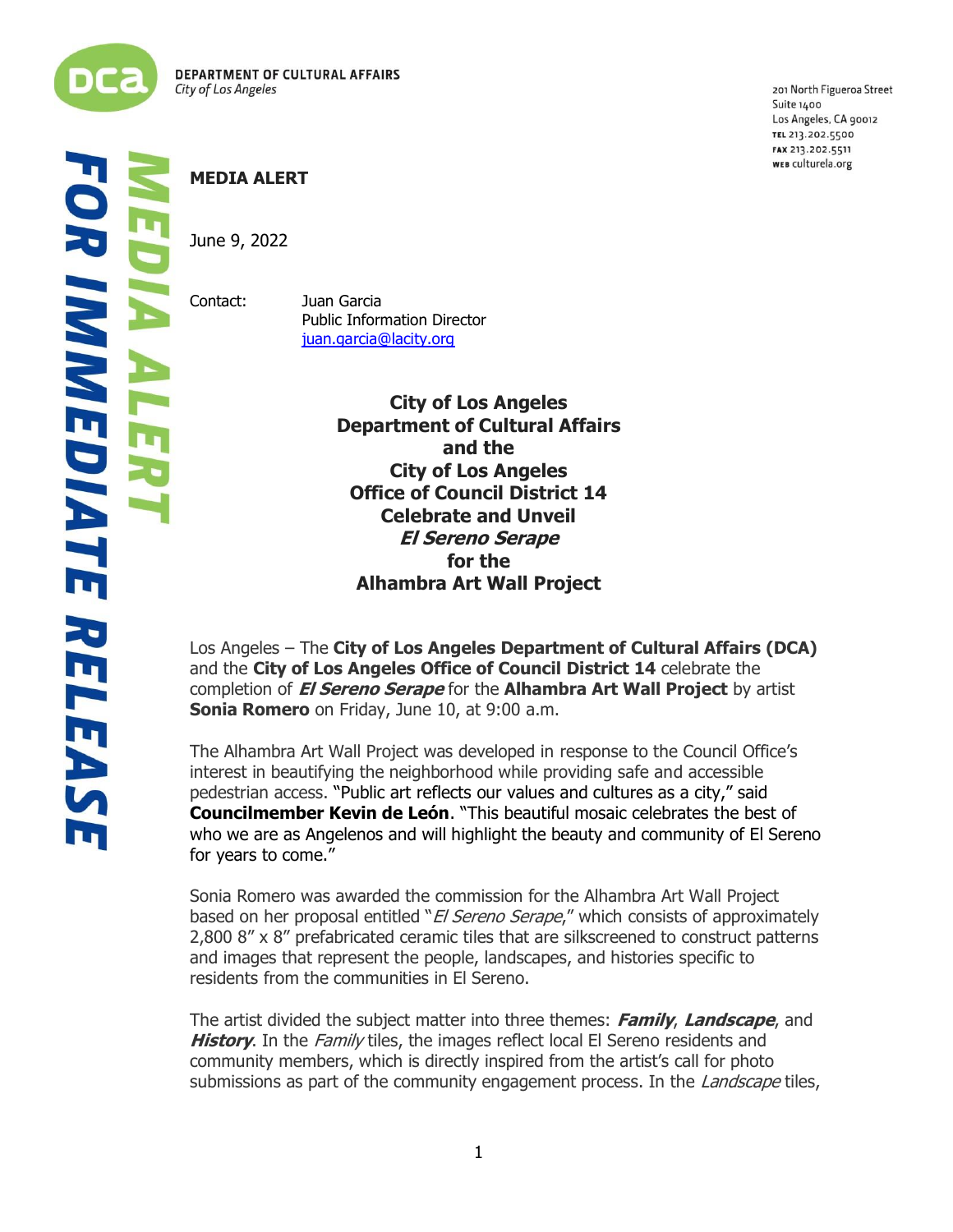**DEPARTMENT OF CULTURAL AFFAIRS**
*City of Los Angeles*

201 North Figueroa Street
Suite 1400
Los Angeles, CA 90012
TEL 213.202.5500
FAX 213.202.5511
WEB culturela.org

***MEDIA ALERT***

***FOR IMMEDIATE RELEASE***

**MEDIA ALERT**

June 9, 2022

Contact: Juan Garcia
Public Information Director
juan.garcia@lacity.org

# City of Los Angeles Department of Cultural Affairs and the City of Los Angeles Office of Council District 14 Celebrate and Unveil *El Sereno Serape* for the Alhambra Art Wall Project

Los Angeles – The **City of Los Angeles Department of Cultural Affairs (DCA)** and the **City of Los Angeles Office of Council District 14** celebrate the completion of ***El Sereno Serape*** for the **Alhambra Art Wall Project** by artist **Sonia Romero** on Friday, June 10, at 9:00 a.m.

The Alhambra Art Wall Project was developed in response to the Council Office's interest in beautifying the neighborhood while providing safe and accessible pedestrian access. "Public art reflects our values and cultures as a city," said **Councilmember Kevin de León**. "This beautiful mosaic celebrates the best of who we are as Angelenos and will highlight the beauty and community of El Sereno for years to come."

Sonia Romero was awarded the commission for the Alhambra Art Wall Project based on her proposal entitled "*El Sereno Serape*," which consists of approximately 2,800 8" x 8" prefabricated ceramic tiles that are silkscreened to construct patterns and images that represent the people, landscapes, and histories specific to residents from the communities in El Sereno.

The artist divided the subject matter into three themes: ***Family***, ***Landscape***, and ***History***. In the *Family* tiles, the images reflect local El Sereno residents and community members, which is directly inspired from the artist's call for photo submissions as part of the community engagement process. In the *Landscape* tiles,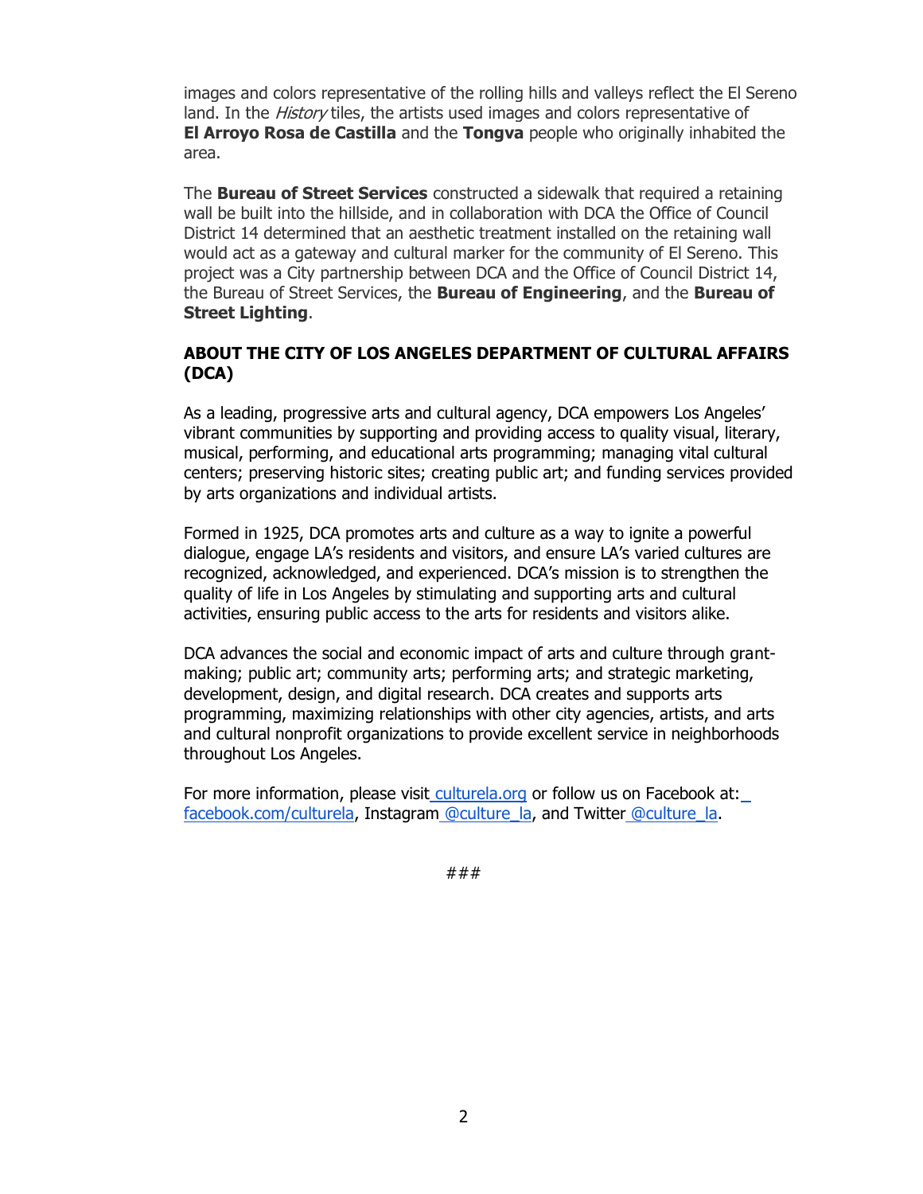images and colors representative of the rolling hills and valleys reflect the El Sereno land. In the *History* tiles, the artists used images and colors representative of **El Arroyo Rosa de Castilla** and the **Tongva** people who originally inhabited the area.

The **Bureau of Street Services** constructed a sidewalk that required a retaining wall be built into the hillside, and in collaboration with DCA the Office of Council District 14 determined that an aesthetic treatment installed on the retaining wall would act as a gateway and cultural marker for the community of El Sereno. This project was a City partnership between DCA and the Office of Council District 14, the Bureau of Street Services, the **Bureau of Engineering**, and the **Bureau of Street Lighting**.

## ABOUT THE CITY OF LOS ANGELES DEPARTMENT OF CULTURAL AFFAIRS (DCA)

As a leading, progressive arts and cultural agency, DCA empowers Los Angeles' vibrant communities by supporting and providing access to quality visual, literary, musical, performing, and educational arts programming; managing vital cultural centers; preserving historic sites; creating public art; and funding services provided by arts organizations and individual artists.

Formed in 1925, DCA promotes arts and culture as a way to ignite a powerful dialogue, engage LA's residents and visitors, and ensure LA's varied cultures are recognized, acknowledged, and experienced. DCA's mission is to strengthen the quality of life in Los Angeles by stimulating and supporting arts and cultural activities, ensuring public access to the arts for residents and visitors alike.

DCA advances the social and economic impact of arts and culture through grant-making; public art; community arts; performing arts; and strategic marketing, development, design, and digital research. DCA creates and supports arts programming, maximizing relationships with other city agencies, artists, and arts and cultural nonprofit organizations to provide excellent service in neighborhoods throughout Los Angeles.

For more information, please visit culturela.org or follow us on Facebook at: facebook.com/culturela, Instagram @culture_la, and Twitter @culture_la.

###